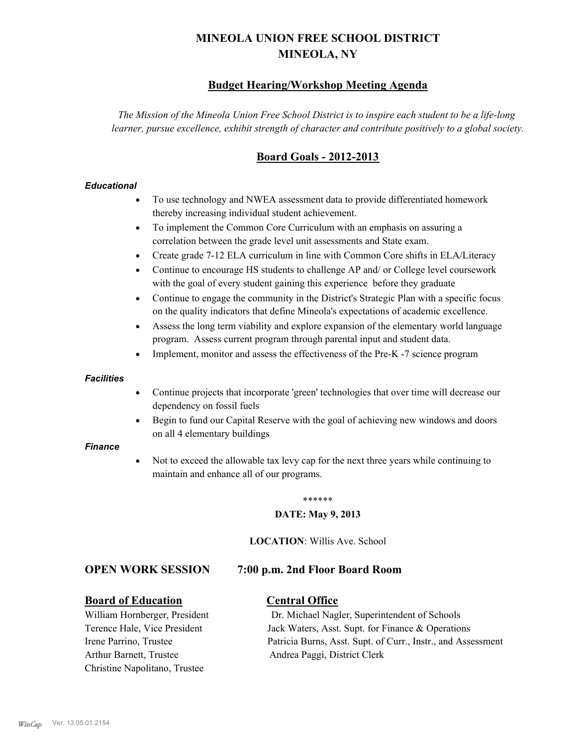# MINEOLA UNION FREE SCHOOL DISTRICT
# MINEOLA, NY

## Budget Hearing/Workshop Meeting Agenda

*The Mission of the Mineola Union Free School District is to inspire each student to be a life-long learner, pursue excellence, exhibit strength of character and contribute positively to a global society.*

## Board Goals - 2012-2013

#### *Educational*

- To use technology and NWEA assessment data to provide differentiated homework thereby increasing individual student achievement.
- To implement the Common Core Curriculum with an emphasis on assuring a correlation between the grade level unit assessments and State exam.
- Create grade 7-12 ELA curriculum in line with Common Core shifts in ELA/Literacy
- Continue to encourage HS students to challenge AP and/ or College level coursework with the goal of every student gaining this experience before they graduate
- Continue to engage the community in the District's Strategic Plan with a specific focus on the quality indicators that define Mineola's expectations of academic excellence.
- Assess the long term viability and explore expansion of the elementary world language program. Assess current program through parental input and student data.
- Implement, monitor and assess the effectiveness of the Pre-K -7 science program

#### *Facilities*

- Continue projects that incorporate 'green' technologies that over time will decrease our dependency on fossil fuels
- Begin to fund our Capital Reserve with the goal of achieving new windows and doors on all 4 elementary buildings

#### *Finance*

- Not to exceed the allowable tax levy cap for the next three years while continuing to maintain and enhance all of our programs.

******

**DATE: May 9, 2013**

**LOCATION**: Willis Ave. School

### OPEN WORK SESSION 7:00 p.m. 2nd Floor Board Room

**Board of Education**

William Hornberger, President
Terence Hale, Vice President
Irene Parrino, Trustee
Arthur Barnett, Trustee
Christine Napolitano, Trustee

**Central Office**

Dr. Michael Nagler, Superintendent of Schools
Jack Waters, Asst. Supt. for Finance & Operations
Patricia Burns, Asst. Supt. of Curr., Instr., and Assessment
Andrea Paggi, District Clerk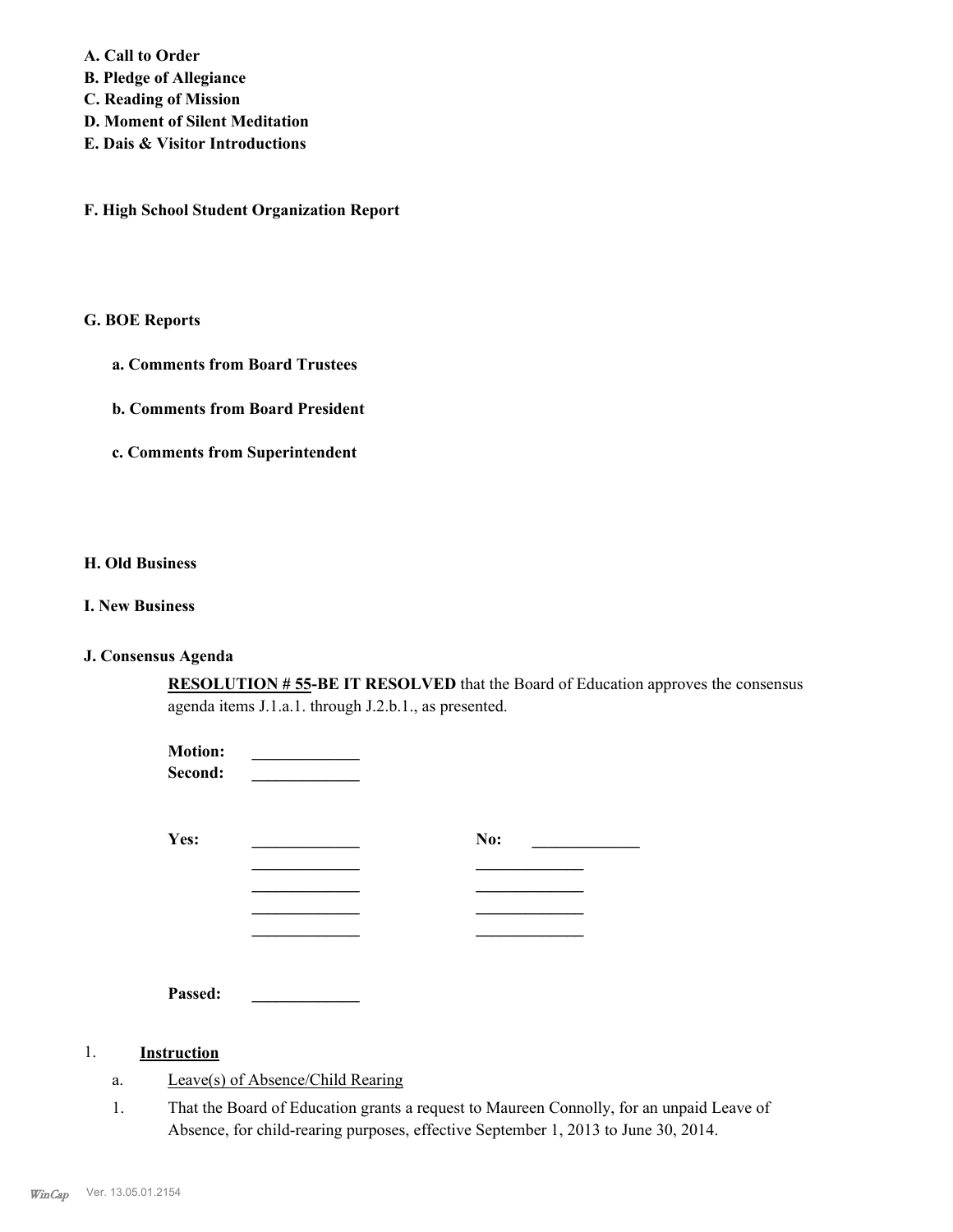**A. Call to Order**
**B. Pledge of Allegiance**
**C. Reading of Mission**
**D. Moment of Silent Meditation**
**E. Dais & Visitor Introductions**

**F. High School Student Organization Report**

**G. BOE Reports**

**a. Comments from Board Trustees**

**b. Comments from Board President**

**c. Comments from Superintendent**

**H. Old Business**

**I. New Business**

**J. Consensus Agenda**

**RESOLUTION # 55-BE IT RESOLVED** that the Board of Education approves the consensus agenda items J.1.a.1. through J.2.b.1., as presented.

**Motion:** _____________
**Second:** _____________

| **Yes:** | _____________ | **No:** | _____________ |
|---|---|---|---|
| | _____________ | | _____________ |
| | _____________ | | _____________ |
| | _____________ | | _____________ |
| | _____________ | | _____________ |

**Passed:** _____________

1. **Instruction**

a. Leave(s) of Absence/Child Rearing

1. That the Board of Education grants a request to Maureen Connolly, for an unpaid Leave of Absence, for child-rearing purposes, effective September 1, 2013 to June 30, 2014.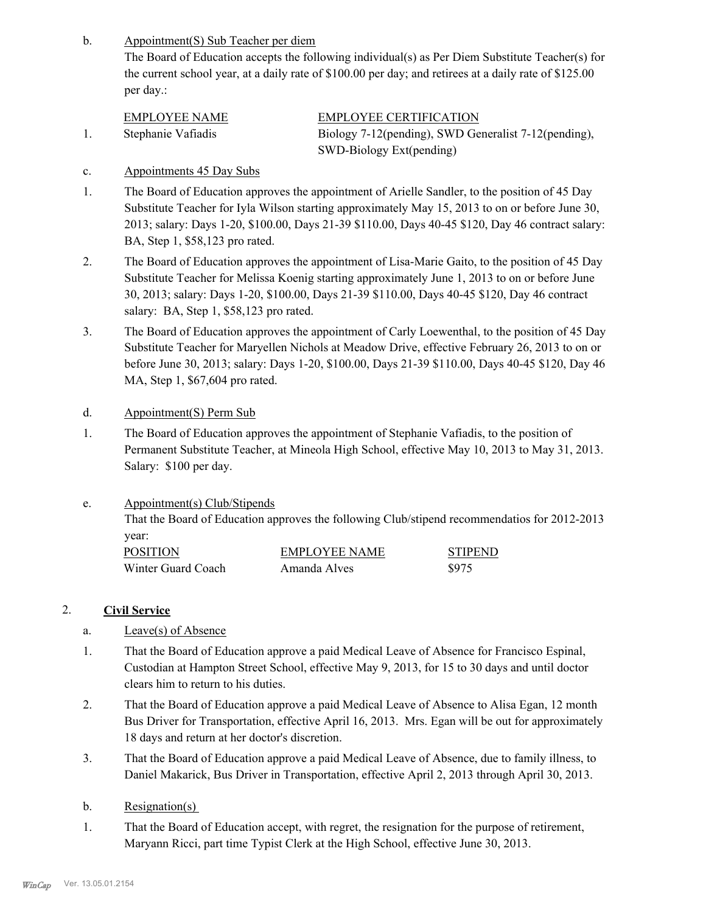b. Appointment(S) Sub Teacher per diem

The Board of Education accepts the following individual(s) as Per Diem Substitute Teacher(s) for the current school year, at a daily rate of $100.00 per day; and retirees at a daily rate of $125.00 per day.:

| | EMPLOYEE NAME | EMPLOYEE CERTIFICATION |
|---|---|---|
| 1. | Stephanie Vafiadis | Biology 7-12(pending), SWD Generalist 7-12(pending), SWD-Biology Ext(pending) |

c. Appointments 45 Day Subs

1. The Board of Education approves the appointment of Arielle Sandler, to the position of 45 Day Substitute Teacher for Iyla Wilson starting approximately May 15, 2013 to on or before June 30, 2013; salary: Days 1-20, $100.00, Days 21-39 $110.00, Days 40-45 $120, Day 46 contract salary: BA, Step 1, $58,123 pro rated.

2. The Board of Education approves the appointment of Lisa-Marie Gaito, to the position of 45 Day Substitute Teacher for Melissa Koenig starting approximately June 1, 2013 to on or before June 30, 2013; salary: Days 1-20, $100.00, Days 21-39 $110.00, Days 40-45 $120, Day 46 contract salary: BA, Step 1, $58,123 pro rated.

3. The Board of Education approves the appointment of Carly Loewenthal, to the position of 45 Day Substitute Teacher for Maryellen Nichols at Meadow Drive, effective February 26, 2013 to on or before June 30, 2013; salary: Days 1-20, $100.00, Days 21-39 $110.00, Days 40-45 $120, Day 46 MA, Step 1, $67,604 pro rated.

d. Appointment(S) Perm Sub

1. The Board of Education approves the appointment of Stephanie Vafiadis, to the position of Permanent Substitute Teacher, at Mineola High School, effective May 10, 2013 to May 31, 2013. Salary: $100 per day.

e. Appointment(s) Club/Stipends

That the Board of Education approves the following Club/stipend recommendatios for 2012-2013 year:

| POSITION | EMPLOYEE NAME | STIPEND |
|---|---|---|
| Winter Guard Coach | Amanda Alves | $975 |

2. **Civil Service**

a. Leave(s) of Absence

1. That the Board of Education approve a paid Medical Leave of Absence for Francisco Espinal, Custodian at Hampton Street School, effective May 9, 2013, for 15 to 30 days and until doctor clears him to return to his duties.

2. That the Board of Education approve a paid Medical Leave of Absence to Alisa Egan, 12 month Bus Driver for Transportation, effective April 16, 2013. Mrs. Egan will be out for approximately 18 days and return at her doctor's discretion.

3. That the Board of Education approve a paid Medical Leave of Absence, due to family illness, to Daniel Makarick, Bus Driver in Transportation, effective April 2, 2013 through April 30, 2013.

b. Resignation(s)

1. That the Board of Education accept, with regret, the resignation for the purpose of retirement, Maryann Ricci, part time Typist Clerk at the High School, effective June 30, 2013.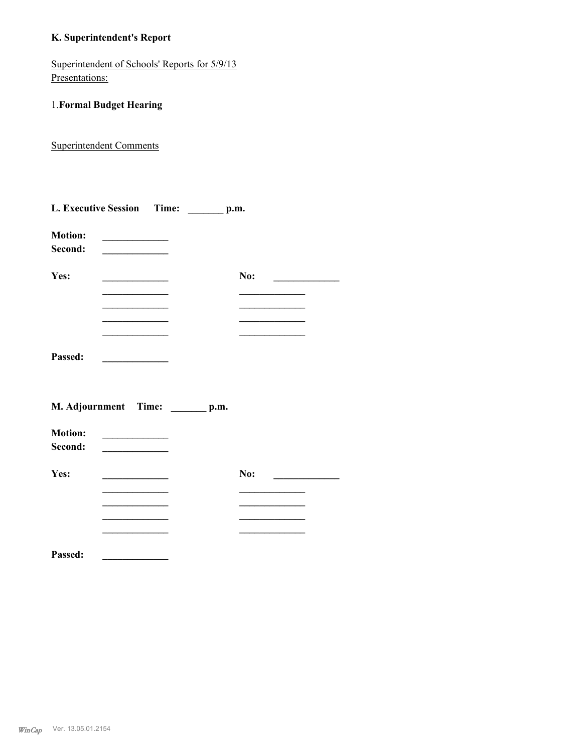**K. Superintendent's Report**

Superintendent of Schools' Reports for 5/9/13
Presentations:

1.**Formal Budget Hearing**

Superintendent Comments

**L. Executive Session Time: _______ p.m.**

**Motion:** _____________
**Second:** _____________

**Yes:** _____________ **No:** _____________
_____________ _____________
_____________ _____________
_____________ _____________
_____________ _____________

**Passed:** _____________

**M. Adjournment Time: _______ p.m.**

**Motion:** _____________
**Second:** _____________

**Yes:** _____________ **No:** _____________
_____________ _____________
_____________ _____________
_____________ _____________
_____________ _____________

**Passed:** _____________